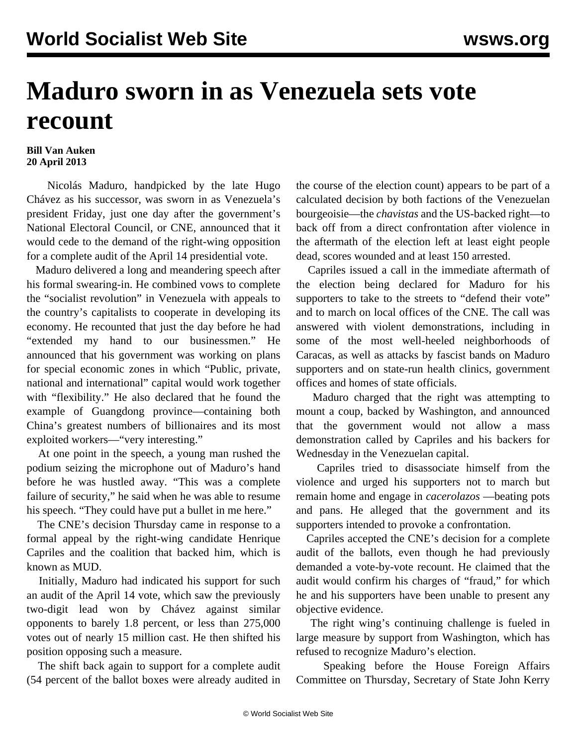# Maduro sworn in as Venezuela sets vote recount

**Bill Van Auken**
**20 April 2013**

Nicolás Maduro, handpicked by the late Hugo Chávez as his successor, was sworn in as Venezuela's president Friday, just one day after the government's National Electoral Council, or CNE, announced that it would cede to the demand of the right-wing opposition for a complete audit of the April 14 presidential vote.

Maduro delivered a long and meandering speech after his formal swearing-in. He combined vows to complete the "socialist revolution" in Venezuela with appeals to the country's capitalists to cooperate in developing its economy. He recounted that just the day before he had "extended my hand to our businessmen." He announced that his government was working on plans for special economic zones in which "Public, private, national and international" capital would work together with "flexibility." He also declared that he found the example of Guangdong province—containing both China's greatest numbers of billionaires and its most exploited workers—"very interesting."

At one point in the speech, a young man rushed the podium seizing the microphone out of Maduro's hand before he was hustled away. "This was a complete failure of security," he said when he was able to resume his speech. "They could have put a bullet in me here."

The CNE's decision Thursday came in response to a formal appeal by the right-wing candidate Henrique Capriles and the coalition that backed him, which is known as MUD.

Initially, Maduro had indicated his support for such an audit of the April 14 vote, which saw the previously two-digit lead won by Chávez against similar opponents to barely 1.8 percent, or less than 275,000 votes out of nearly 15 million cast. He then shifted his position opposing such a measure.

The shift back again to support for a complete audit (54 percent of the ballot boxes were already audited in the course of the election count) appears to be part of a calculated decision by both factions of the Venezuelan bourgeoisie—the *chavistas* and the US-backed right—to back off from a direct confrontation after violence in the aftermath of the election left at least eight people dead, scores wounded and at least 150 arrested.

Capriles issued a call in the immediate aftermath of the election being declared for Maduro for his supporters to take to the streets to "defend their vote" and to march on local offices of the CNE. The call was answered with violent demonstrations, including in some of the most well-heeled neighborhoods of Caracas, as well as attacks by fascist bands on Maduro supporters and on state-run health clinics, government offices and homes of state officials.

Maduro charged that the right was attempting to mount a coup, backed by Washington, and announced that the government would not allow a mass demonstration called by Capriles and his backers for Wednesday in the Venezuelan capital.

Capriles tried to disassociate himself from the violence and urged his supporters not to march but remain home and engage in *cacerolazos* —beating pots and pans. He alleged that the government and its supporters intended to provoke a confrontation.

Capriles accepted the CNE's decision for a complete audit of the ballots, even though he had previously demanded a vote-by-vote recount. He claimed that the audit would confirm his charges of "fraud," for which he and his supporters have been unable to present any objective evidence.

The right wing's continuing challenge is fueled in large measure by support from Washington, which has refused to recognize Maduro's election.

Speaking before the House Foreign Affairs Committee on Thursday, Secretary of State John Kerry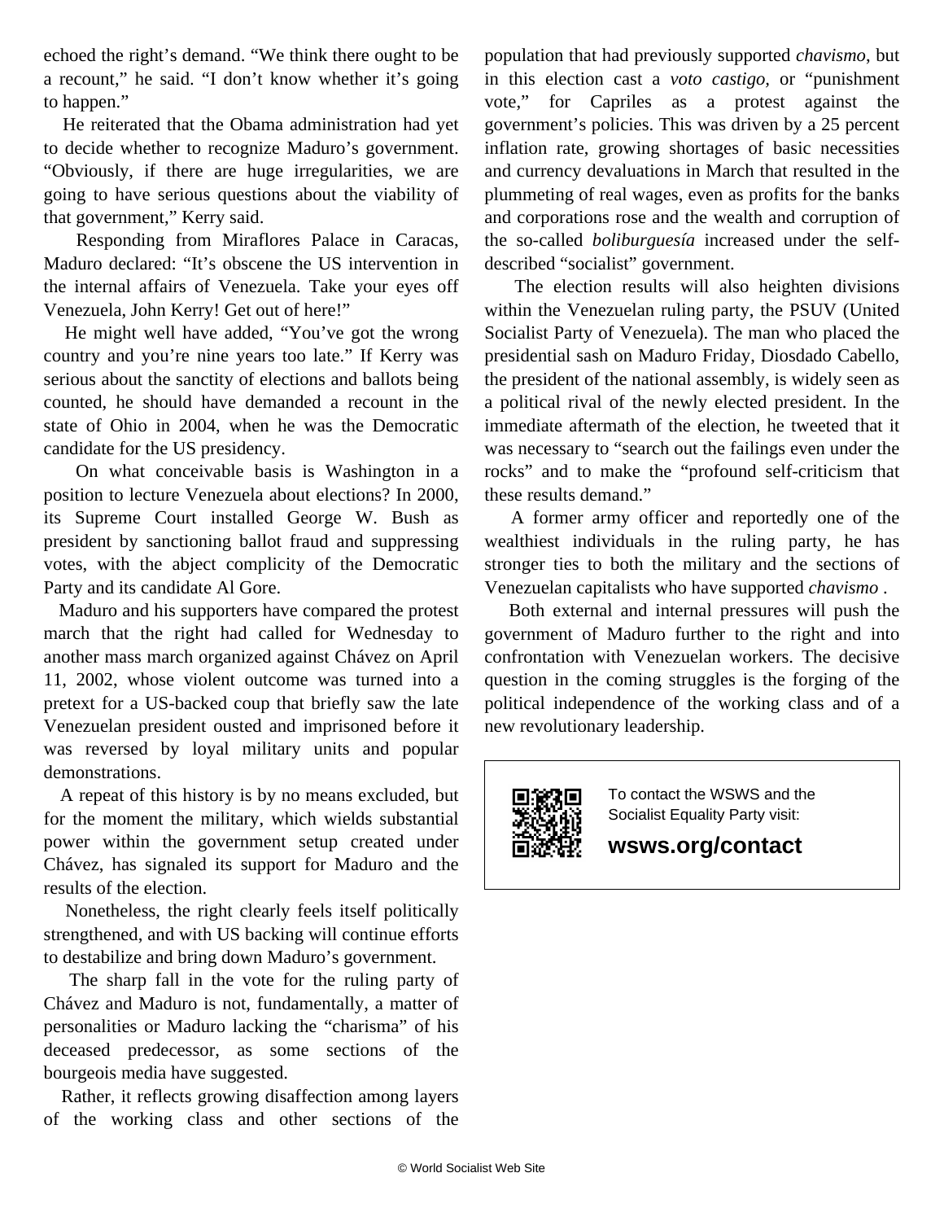echoed the right's demand. "We think there ought to be a recount," he said. "I don't know whether it's going to happen."

He reiterated that the Obama administration had yet to decide whether to recognize Maduro's government. "Obviously, if there are huge irregularities, we are going to have serious questions about the viability of that government," Kerry said.

Responding from Miraflores Palace in Caracas, Maduro declared: "It's obscene the US intervention in the internal affairs of Venezuela. Take your eyes off Venezuela, John Kerry! Get out of here!"

He might well have added, "You've got the wrong country and you're nine years too late." If Kerry was serious about the sanctity of elections and ballots being counted, he should have demanded a recount in the state of Ohio in 2004, when he was the Democratic candidate for the US presidency.

On what conceivable basis is Washington in a position to lecture Venezuela about elections? In 2000, its Supreme Court installed George W. Bush as president by sanctioning ballot fraud and suppressing votes, with the abject complicity of the Democratic Party and its candidate Al Gore.

Maduro and his supporters have compared the protest march that the right had called for Wednesday to another mass march organized against Chávez on April 11, 2002, whose violent outcome was turned into a pretext for a US-backed coup that briefly saw the late Venezuelan president ousted and imprisoned before it was reversed by loyal military units and popular demonstrations.

A repeat of this history is by no means excluded, but for the moment the military, which wields substantial power within the government setup created under Chávez, has signaled its support for Maduro and the results of the election.

Nonetheless, the right clearly feels itself politically strengthened, and with US backing will continue efforts to destabilize and bring down Maduro's government.

The sharp fall in the vote for the ruling party of Chávez and Maduro is not, fundamentally, a matter of personalities or Maduro lacking the "charisma" of his deceased predecessor, as some sections of the bourgeois media have suggested.

Rather, it reflects growing disaffection among layers of the working class and other sections of the population that had previously supported *chavismo*, but in this election cast a *voto castigo,* or "punishment vote," for Capriles as a protest against the government's policies. This was driven by a 25 percent inflation rate, growing shortages of basic necessities and currency devaluations in March that resulted in the plummeting of real wages, even as profits for the banks and corporations rose and the wealth and corruption of the so-called *boliburguesía* increased under the self-described "socialist" government.

The election results will also heighten divisions within the Venezuelan ruling party, the PSUV (United Socialist Party of Venezuela). The man who placed the presidential sash on Maduro Friday, Diosdado Cabello, the president of the national assembly, is widely seen as a political rival of the newly elected president. In the immediate aftermath of the election, he tweeted that it was necessary to "search out the failings even under the rocks" and to make the "profound self-criticism that these results demand."

A former army officer and reportedly one of the wealthiest individuals in the ruling party, he has stronger ties to both the military and the sections of Venezuelan capitalists who have supported *chavismo* .

Both external and internal pressures will push the government of Maduro further to the right and into confrontation with Venezuelan workers. The decisive question in the coming struggles is the forging of the political independence of the working class and of a new revolutionary leadership.

To contact the WSWS and the Socialist Equality Party visit:

**wsws.org/contact**